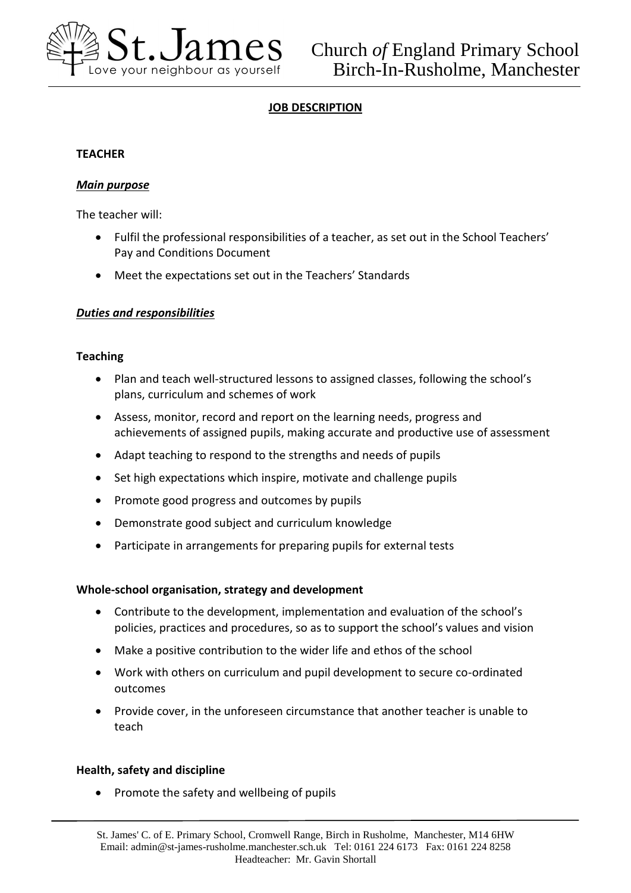St. James
Love your neighbour as yourself

Church *of* England Primary School
Birch-In-Rusholme, Manchester

## JOB DESCRIPTION

### TEACHER

***Main purpose***

The teacher will:

- Fulfil the professional responsibilities of a teacher, as set out in the School Teachers' Pay and Conditions Document
- Meet the expectations set out in the Teachers' Standards

***Duties and responsibilities***

#### Teaching

- Plan and teach well-structured lessons to assigned classes, following the school's plans, curriculum and schemes of work
- Assess, monitor, record and report on the learning needs, progress and achievements of assigned pupils, making accurate and productive use of assessment
- Adapt teaching to respond to the strengths and needs of pupils
- Set high expectations which inspire, motivate and challenge pupils
- Promote good progress and outcomes by pupils
- Demonstrate good subject and curriculum knowledge
- Participate in arrangements for preparing pupils for external tests

#### Whole-school organisation, strategy and development

- Contribute to the development, implementation and evaluation of the school's policies, practices and procedures, so as to support the school's values and vision
- Make a positive contribution to the wider life and ethos of the school
- Work with others on curriculum and pupil development to secure co-ordinated outcomes
- Provide cover, in the unforeseen circumstance that another teacher is unable to teach

#### Health, safety and discipline

- Promote the safety and wellbeing of pupils

St. James' C. of E. Primary School, Cromwell Range, Birch in Rusholme, Manchester, M14 6HW
Email: admin@st-james-rusholme.manchester.sch.uk Tel: 0161 224 6173 Fax: 0161 224 8258
Headteacher: Mr. Gavin Shortall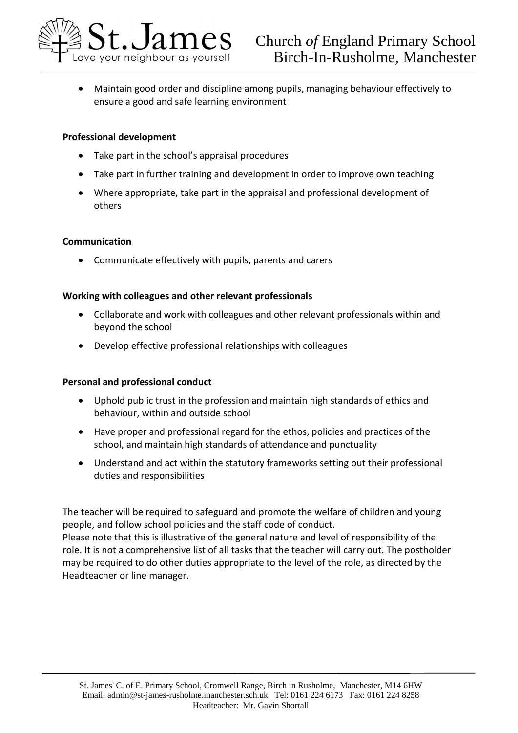- Maintain good order and discipline among pupils, managing behaviour effectively to ensure a good and safe learning environment

**Professional development**

- Take part in the school's appraisal procedures
- Take part in further training and development in order to improve own teaching
- Where appropriate, take part in the appraisal and professional development of others

**Communication**

- Communicate effectively with pupils, parents and carers

**Working with colleagues and other relevant professionals**

- Collaborate and work with colleagues and other relevant professionals within and beyond the school
- Develop effective professional relationships with colleagues

**Personal and professional conduct**

- Uphold public trust in the profession and maintain high standards of ethics and behaviour, within and outside school
- Have proper and professional regard for the ethos, policies and practices of the school, and maintain high standards of attendance and punctuality
- Understand and act within the statutory frameworks setting out their professional duties and responsibilities

The teacher will be required to safeguard and promote the welfare of children and young people, and follow school policies and the staff code of conduct.
Please note that this is illustrative of the general nature and level of responsibility of the role. It is not a comprehensive list of all tasks that the teacher will carry out. The postholder may be required to do other duties appropriate to the level of the role, as directed by the Headteacher or line manager.